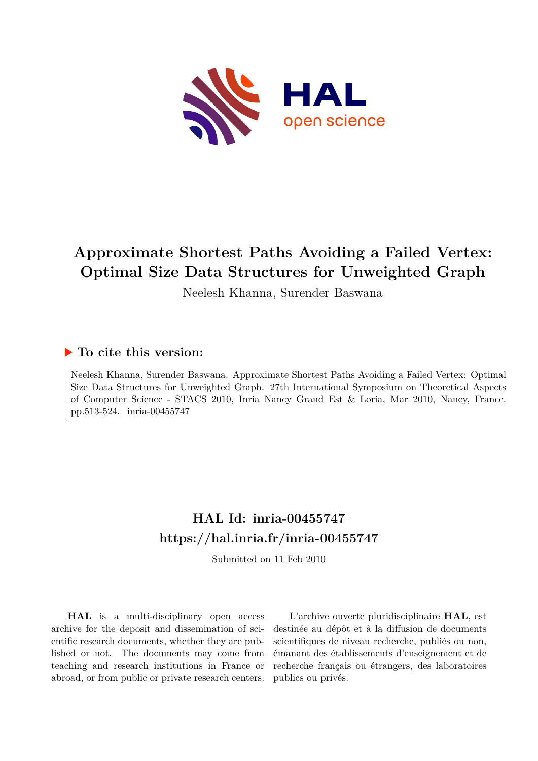# Approximate Shortest Paths Avoiding a Failed Vertex: Optimal Size Data Structures for Unweighted Graph

Neelesh Khanna, Surender Baswana

## ▶ To cite this version:

Neelesh Khanna, Surender Baswana. Approximate Shortest Paths Avoiding a Failed Vertex: Optimal Size Data Structures for Unweighted Graph. 27th International Symposium on Theoretical Aspects of Computer Science - STACS 2010, Inria Nancy Grand Est & Loria, Mar 2010, Nancy, France. pp.513-524. inria-00455747

## HAL Id: inria-00455747
## https://hal.inria.fr/inria-00455747

Submitted on 11 Feb 2010

**HAL** is a multi-disciplinary open access archive for the deposit and dissemination of scientific research documents, whether they are published or not. The documents may come from teaching and research institutions in France or abroad, or from public or private research centers.

L'archive ouverte pluridisciplinaire **HAL**, est destinée au dépôt et à la diffusion de documents scientifiques de niveau recherche, publiés ou non, émanant des établissements d'enseignement et de recherche français ou étrangers, des laboratoires publics ou privés.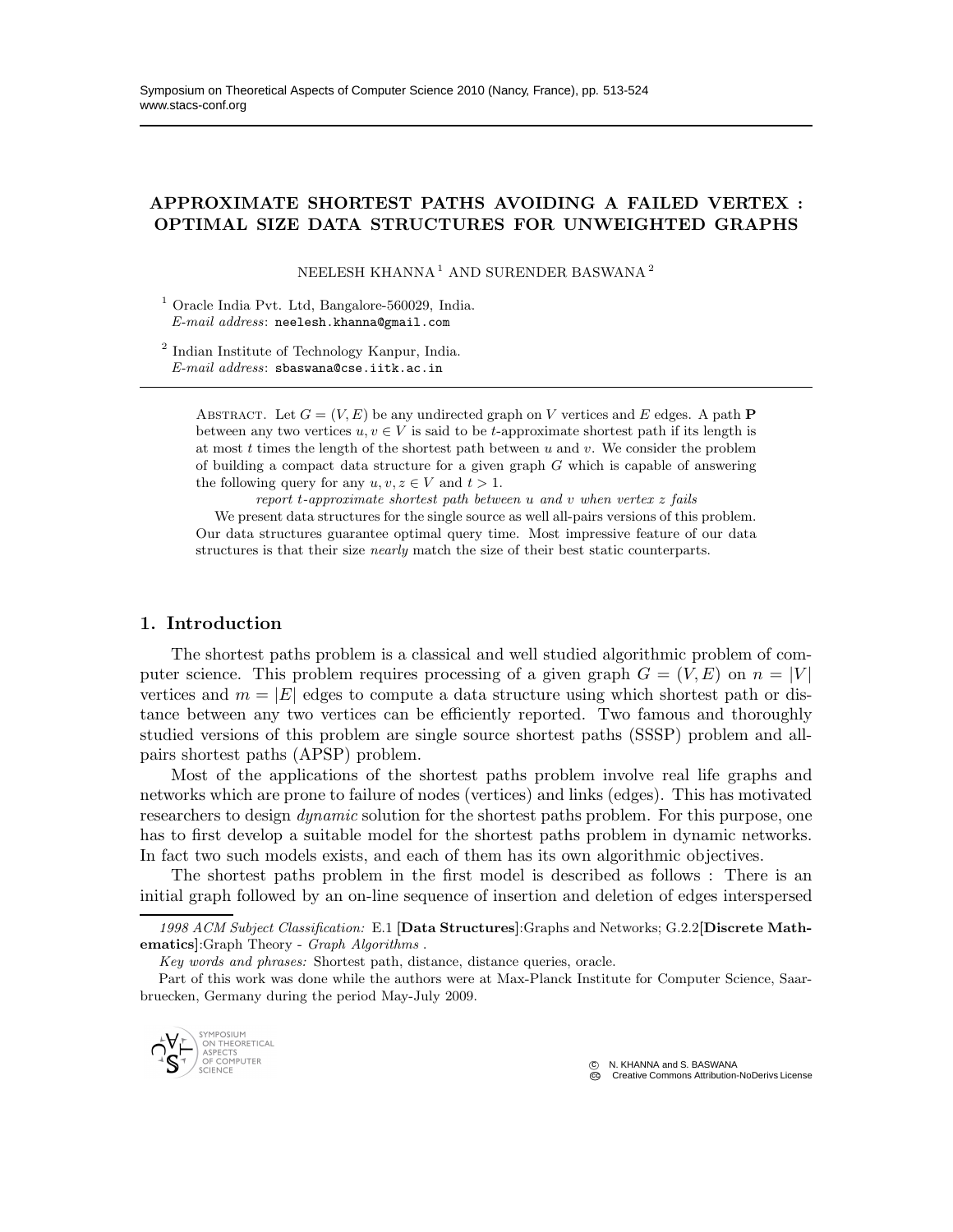# APPROXIMATE SHORTEST PATHS AVOIDING A FAILED VERTEX : OPTIMAL SIZE DATA STRUCTURES FOR UNWEIGHTED GRAPHS

NEELESH KHANNA [1] AND SURENDER BASWANA [2]

[1] Oracle India Pvt. Ltd, Bangalore-560029, India.
*E-mail address*: neelesh.khanna@gmail.com

[2] Indian Institute of Technology Kanpur, India.
*E-mail address*: sbaswana@cse.iitk.ac.in

ABSTRACT. Let $G = (V, E)$ be any undirected graph on $V$ vertices and $E$ edges. A path $\mathbf{P}$ between any two vertices $u, v \in V$ is said to be $t$-approximate shortest path if its length is at most $t$ times the length of the shortest path between $u$ and $v$. We consider the problem of building a compact data structure for a given graph $G$ which is capable of answering the following query for any $u, v, z \in V$ and $t > 1$.

*report $t$-approximate shortest path between $u$ and $v$ when vertex $z$ fails*

We present data structures for the single source as well all-pairs versions of this problem. Our data structures guarantee optimal query time. Most impressive feature of our data structures is that their size *nearly* match the size of their best static counterparts.

## 1. Introduction

The shortest paths problem is a classical and well studied algorithmic problem of computer science. This problem requires processing of a given graph $G = (V, E)$ on $n = |V|$ vertices and $m = |E|$ edges to compute a data structure using which shortest path or distance between any two vertices can be efficiently reported. Two famous and thoroughly studied versions of this problem are single source shortest paths (SSSP) problem and all-pairs shortest paths (APSP) problem.

Most of the applications of the shortest paths problem involve real life graphs and networks which are prone to failure of nodes (vertices) and links (edges). This has motivated researchers to design *dynamic* solution for the shortest paths problem. For this purpose, one has to first develop a suitable model for the shortest paths problem in dynamic networks. In fact two such models exists, and each of them has its own algorithmic objectives.

The shortest paths problem in the first model is described as follows : There is an initial graph followed by an on-line sequence of insertion and deletion of edges interspersed

---

*1998 ACM Subject Classification:* E.1 [**Data Structures**]:Graphs and Networks; G.2.2[**Discrete Mathematics**]:Graph Theory - *Graph Algorithms* .

*Key words and phrases:* Shortest path, distance, distance queries, oracle.

Part of this work was done while the authors were at Max-Planck Institute for Computer Science, Saarbruecken, Germany during the period May-July 2009.

© N. KHANNA and S. BASWANA
Creative Commons Attribution-NoDerivs License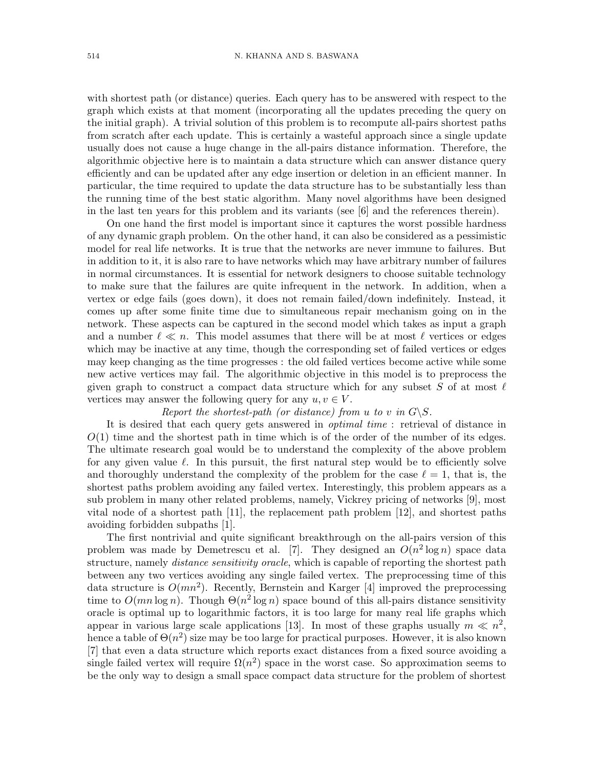with shortest path (or distance) queries. Each query has to be answered with respect to the graph which exists at that moment (incorporating all the updates preceding the query on the initial graph). A trivial solution of this problem is to recompute all-pairs shortest paths from scratch after each update. This is certainly a wasteful approach since a single update usually does not cause a huge change in the all-pairs distance information. Therefore, the algorithmic objective here is to maintain a data structure which can answer distance query efficiently and can be updated after any edge insertion or deletion in an efficient manner. In particular, the time required to update the data structure has to be substantially less than the running time of the best static algorithm. Many novel algorithms have been designed in the last ten years for this problem and its variants (see [6] and the references therein).

On one hand the first model is important since it captures the worst possible hardness of any dynamic graph problem. On the other hand, it can also be considered as a pessimistic model for real life networks. It is true that the networks are never immune to failures. But in addition to it, it is also rare to have networks which may have arbitrary number of failures in normal circumstances. It is essential for network designers to choose suitable technology to make sure that the failures are quite infrequent in the network. In addition, when a vertex or edge fails (goes down), it does not remain failed/down indefinitely. Instead, it comes up after some finite time due to simultaneous repair mechanism going on in the network. These aspects can be captured in the second model which takes as input a graph and a number $\ell \ll n$. This model assumes that there will be at most $\ell$ vertices or edges which may be inactive at any time, though the corresponding set of failed vertices or edges may keep changing as the time progresses : the old failed vertices become active while some new active vertices may fail. The algorithmic objective in this model is to preprocess the given graph to construct a compact data structure which for any subset $S$ of at most $\ell$ vertices may answer the following query for any $u, v \in V$.

*Report the shortest-path (or distance) from $u$ to $v$ in $G \backslash S$.*

It is desired that each query gets answered in *optimal time* : retrieval of distance in $O(1)$ time and the shortest path in time which is of the order of the number of its edges. The ultimate research goal would be to understand the complexity of the above problem for any given value $\ell$. In this pursuit, the first natural step would be to efficiently solve and thoroughly understand the complexity of the problem for the case $\ell = 1$, that is, the shortest paths problem avoiding any failed vertex. Interestingly, this problem appears as a sub problem in many other related problems, namely, Vickrey pricing of networks [9], most vital node of a shortest path [11], the replacement path problem [12], and shortest paths avoiding forbidden subpaths [1].

The first nontrivial and quite significant breakthrough on the all-pairs version of this problem was made by Demetrescu et al. [7]. They designed an $O(n^2 \log n)$ space data structure, namely *distance sensitivity oracle*, which is capable of reporting the shortest path between any two vertices avoiding any single failed vertex. The preprocessing time of this data structure is $O(mn^2)$. Recently, Bernstein and Karger [4] improved the preprocessing time to $O(mn \log n)$. Though $\Theta(n^2 \log n)$ space bound of this all-pairs distance sensitivity oracle is optimal up to logarithmic factors, it is too large for many real life graphs which appear in various large scale applications [13]. In most of these graphs usually $m \ll n^2$, hence a table of $\Theta(n^2)$ size may be too large for practical purposes. However, it is also known [7] that even a data structure which reports exact distances from a fixed source avoiding a single failed vertex will require $\Omega(n^2)$ space in the worst case. So approximation seems to be the only way to design a small space compact data structure for the problem of shortest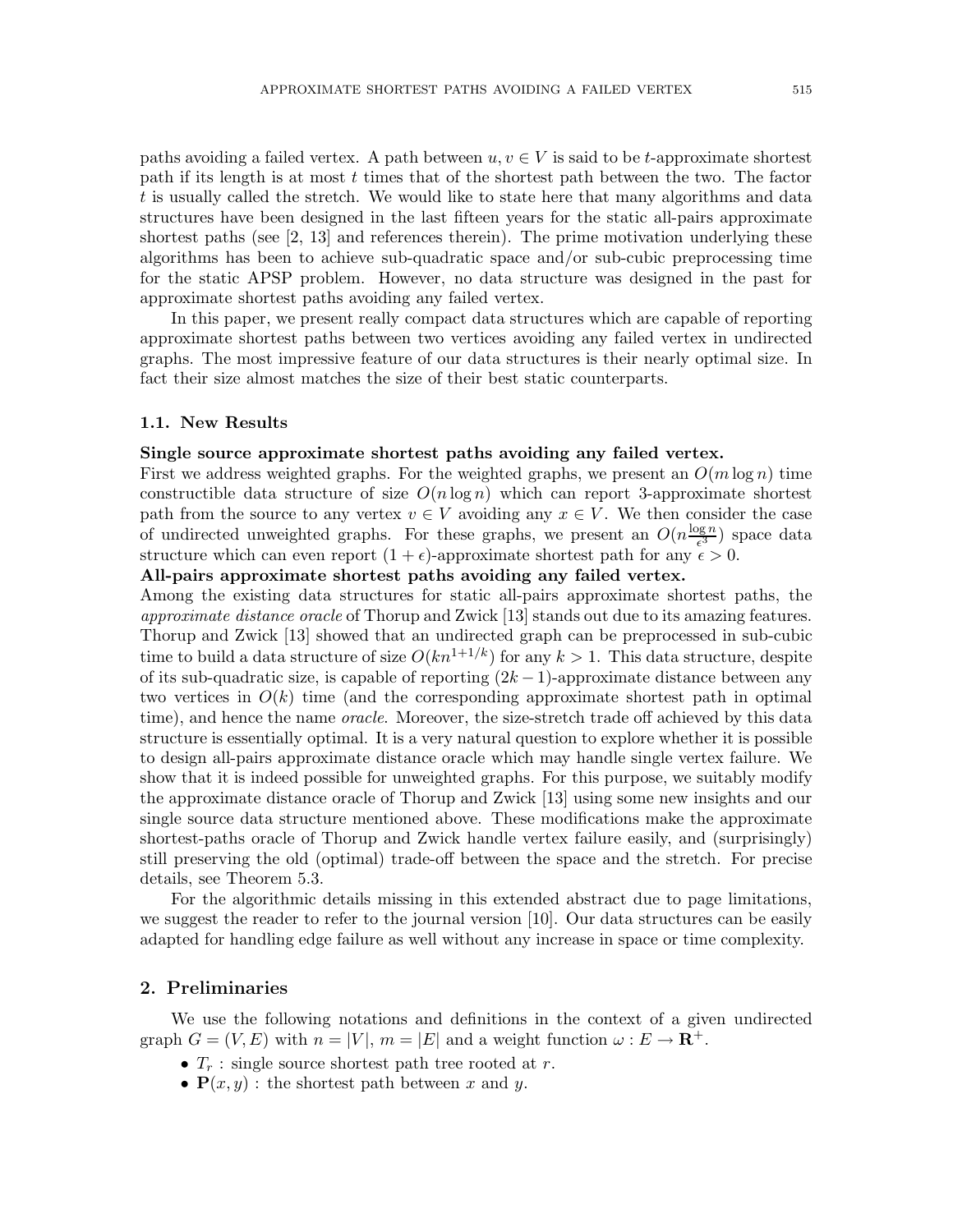paths avoiding a failed vertex. A path between $u, v \in V$ is said to be $t$-approximate shortest path if its length is at most $t$ times that of the shortest path between the two. The factor $t$ is usually called the stretch. We would like to state here that many algorithms and data structures have been designed in the last fifteen years for the static all-pairs approximate shortest paths (see [2, 13] and references therein). The prime motivation underlying these algorithms has been to achieve sub-quadratic space and/or sub-cubic preprocessing time for the static APSP problem. However, no data structure was designed in the past for approximate shortest paths avoiding any failed vertex.

In this paper, we present really compact data structures which are capable of reporting approximate shortest paths between two vertices avoiding any failed vertex in undirected graphs. The most impressive feature of our data structures is their nearly optimal size. In fact their size almost matches the size of their best static counterparts.

### 1.1. New Results

**Single source approximate shortest paths avoiding any failed vertex.**
First we address weighted graphs. For the weighted graphs, we present an $O(m \log n)$ time constructible data structure of size $O(n \log n)$ which can report 3-approximate shortest path from the source to any vertex $v \in V$ avoiding any $x \in V$. We then consider the case of undirected unweighted graphs. For these graphs, we present an $O(n\frac{\log n}{\epsilon^3})$ space data structure which can even report $(1+\epsilon)$-approximate shortest path for any $\epsilon > 0$.

**All-pairs approximate shortest paths avoiding any failed vertex.**
Among the existing data structures for static all-pairs approximate shortest paths, the *approximate distance oracle* of Thorup and Zwick [13] stands out due to its amazing features. Thorup and Zwick [13] showed that an undirected graph can be preprocessed in sub-cubic time to build a data structure of size $O(kn^{1+1/k})$ for any $k > 1$. This data structure, despite of its sub-quadratic size, is capable of reporting $(2k-1)$-approximate distance between any two vertices in $O(k)$ time (and the corresponding approximate shortest path in optimal time), and hence the name *oracle*. Moreover, the size-stretch trade off achieved by this data structure is essentially optimal. It is a very natural question to explore whether it is possible to design all-pairs approximate distance oracle which may handle single vertex failure. We show that it is indeed possible for unweighted graphs. For this purpose, we suitably modify the approximate distance oracle of Thorup and Zwick [13] using some new insights and our single source data structure mentioned above. These modifications make the approximate shortest-paths oracle of Thorup and Zwick handle vertex failure easily, and (surprisingly) still preserving the old (optimal) trade-off between the space and the stretch. For precise details, see Theorem 5.3.

For the algorithmic details missing in this extended abstract due to page limitations, we suggest the reader to refer to the journal version [10]. Our data structures can be easily adapted for handling edge failure as well without any increase in space or time complexity.

## 2. Preliminaries

We use the following notations and definitions in the context of a given undirected graph $G = (V, E)$ with $n = |V|$, $m = |E|$ and a weight function $\omega : E \rightarrow \mathbf{R}^+$.

- $T_r$ : single source shortest path tree rooted at $r$.
- $\mathbf{P}(x, y)$ : the shortest path between $x$ and $y$.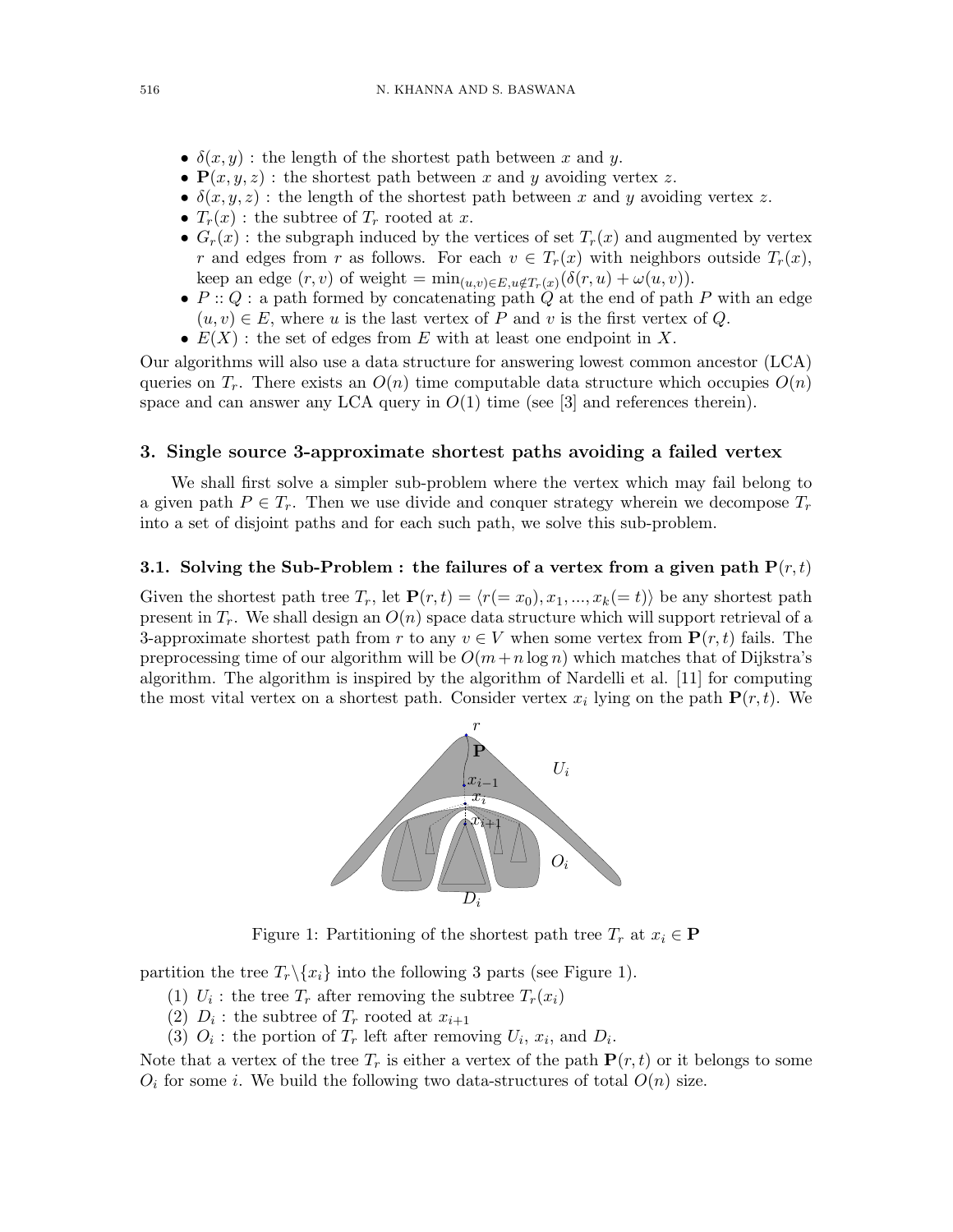- $\delta(x, y)$ : the length of the shortest path between $x$ and $y$.
- $\mathbf{P}(x, y, z)$ : the shortest path between $x$ and $y$ avoiding vertex $z$.
- $\delta(x, y, z)$ : the length of the shortest path between $x$ and $y$ avoiding vertex $z$.
- $T_r(x)$ : the subtree of $T_r$ rooted at $x$.
- $G_r(x)$ : the subgraph induced by the vertices of set $T_r(x)$ and augmented by vertex $r$ and edges from $r$ as follows. For each $v \in T_r(x)$ with neighbors outside $T_r(x)$, keep an edge $(r, v)$ of weight $= \min_{(u,v) \in E, u \notin T_r(x)}(\delta(r, u) + \omega(u, v))$.
- $P :: Q$ : a path formed by concatenating path $Q$ at the end of path $P$ with an edge $(u, v) \in E$, where $u$ is the last vertex of $P$ and $v$ is the first vertex of $Q$.
- $E(X)$ : the set of edges from $E$ with at least one endpoint in $X$.

Our algorithms will also use a data structure for answering lowest common ancestor (LCA) queries on $T_r$. There exists an $O(n)$ time computable data structure which occupies $O(n)$ space and can answer any LCA query in $O(1)$ time (see [3] and references therein).

## 3. Single source 3-approximate shortest paths avoiding a failed vertex

We shall first solve a simpler sub-problem where the vertex which may fail belong to a given path $P \in T_r$. Then we use divide and conquer strategy wherein we decompose $T_r$ into a set of disjoint paths and for each such path, we solve this sub-problem.

### 3.1. Solving the Sub-Problem : the failures of a vertex from a given path $\mathbf{P}(r, t)$

Given the shortest path tree $T_r$, let $\mathbf{P}(r, t) = \langle r(= x_0), x_1, ..., x_k(= t)\rangle$ be any shortest path present in $T_r$. We shall design an $O(n)$ space data structure which will support retrieval of a 3-approximate shortest path from $r$ to any $v \in V$ when some vertex from $\mathbf{P}(r, t)$ fails. The preprocessing time of our algorithm will be $O(m + n \log n)$ which matches that of Dijkstra's algorithm. The algorithm is inspired by the algorithm of Nardelli et al. [11] for computing the most vital vertex on a shortest path. Consider vertex $x_i$ lying on the path $\mathbf{P}(r, t)$. We partition the tree $T_r \backslash \{x_i\}$ into the following 3 parts (see Figure 1).

Figure 1: Partitioning of the shortest path tree $T_r$ at $x_i \in \mathbf{P}$

(1) $U_i$ : the tree $T_r$ after removing the subtree $T_r(x_i)$
(2) $D_i$ : the subtree of $T_r$ rooted at $x_{i+1}$
(3) $O_i$ : the portion of $T_r$ left after removing $U_i$, $x_i$, and $D_i$.

Note that a vertex of the tree $T_r$ is either a vertex of the path $\mathbf{P}(r, t)$ or it belongs to some $O_i$ for some $i$. We build the following two data-structures of total $O(n)$ size.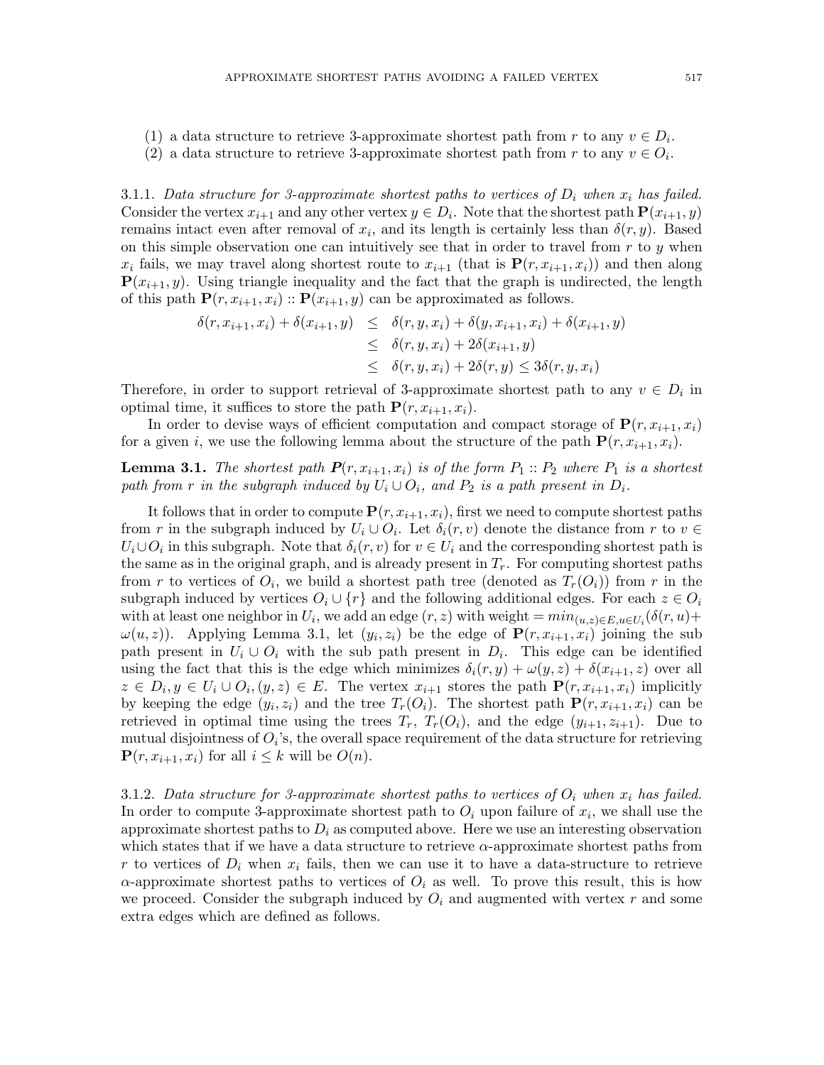(1) a data structure to retrieve 3-approximate shortest path from $r$ to any $v \in D_i$.

(2) a data structure to retrieve 3-approximate shortest path from $r$ to any $v \in O_i$.

3.1.1. *Data structure for 3-approximate shortest paths to vertices of $D_i$ when $x_i$ has failed.* Consider the vertex $x_{i+1}$ and any other vertex $y \in D_i$. Note that the shortest path $\mathbf{P}(x_{i+1}, y)$ remains intact even after removal of $x_i$, and its length is certainly less than $\delta(r, y)$. Based on this simple observation one can intuitively see that in order to travel from $r$ to $y$ when $x_i$ fails, we may travel along shortest route to $x_{i+1}$ (that is $\mathbf{P}(r, x_{i+1}, x_i)$) and then along $\mathbf{P}(x_{i+1}, y)$. Using triangle inequality and the fact that the graph is undirected, the length of this path $\mathbf{P}(r, x_{i+1}, x_i) :: \mathbf{P}(x_{i+1}, y)$ can be approximated as follows.

$$
\begin{aligned}
\delta(r, x_{i+1}, x_i) + \delta(x_{i+1}, y) &\leq \delta(r, y, x_i) + \delta(y, x_{i+1}, x_i) + \delta(x_{i+1}, y) \\
&\leq \delta(r, y, x_i) + 2\delta(x_{i+1}, y) \\
&\leq \delta(r, y, x_i) + 2\delta(r, y) \leq 3\delta(r, y, x_i)
\end{aligned}
$$

Therefore, in order to support retrieval of 3-approximate shortest path to any $v \in D_i$ in optimal time, it suffices to store the path $\mathbf{P}(r, x_{i+1}, x_i)$.

In order to devise ways of efficient computation and compact storage of $\mathbf{P}(r, x_{i+1}, x_i)$ for a given $i$, we use the following lemma about the structure of the path $\mathbf{P}(r, x_{i+1}, x_i)$.

**Lemma 3.1.** *The shortest path $\mathbf{P}(r, x_{i+1}, x_i)$ is of the form $P_1 :: P_2$ where $P_1$ is a shortest path from $r$ in the subgraph induced by $U_i \cup O_i$, and $P_2$ is a path present in $D_i$.*

It follows that in order to compute $\mathbf{P}(r, x_{i+1}, x_i)$, first we need to compute shortest paths from $r$ in the subgraph induced by $U_i \cup O_i$. Let $\delta_i(r, v)$ denote the distance from $r$ to $v \in U_i \cup O_i$ in this subgraph. Note that $\delta_i(r, v)$ for $v \in U_i$ and the corresponding shortest path is the same as in the original graph, and is already present in $T_r$. For computing shortest paths from $r$ to vertices of $O_i$, we build a shortest path tree (denoted as $T_r(O_i)$) from $r$ in the subgraph induced by vertices $O_i \cup \{r\}$ and the following additional edges. For each $z \in O_i$ with at least one neighbor in $U_i$, we add an edge $(r, z)$ with weight $= min_{(u,z) \in E, u \in U_i}(\delta(r, u) + \omega(u, z))$. Applying Lemma 3.1, let $(y_i, z_i)$ be the edge of $\mathbf{P}(r, x_{i+1}, x_i)$ joining the sub path present in $U_i \cup O_i$ with the sub path present in $D_i$. This edge can be identified using the fact that this is the edge which minimizes $\delta_i(r, y) + \omega(y, z) + \delta(x_{i+1}, z)$ over all $z \in D_i, y \in U_i \cup O_i, (y, z) \in E$. The vertex $x_{i+1}$ stores the path $\mathbf{P}(r, x_{i+1}, x_i)$ implicitly by keeping the edge $(y_i, z_i)$ and the tree $T_r(O_i)$. The shortest path $\mathbf{P}(r, x_{i+1}, x_i)$ can be retrieved in optimal time using the trees $T_r$, $T_r(O_i)$, and the edge $(y_{i+1}, z_{i+1})$. Due to mutual disjointness of $O_i$'s, the overall space requirement of the data structure for retrieving $\mathbf{P}(r, x_{i+1}, x_i)$ for all $i \leq k$ will be $O(n)$.

3.1.2. *Data structure for 3-approximate shortest paths to vertices of $O_i$ when $x_i$ has failed.* In order to compute 3-approximate shortest path to $O_i$ upon failure of $x_i$, we shall use the approximate shortest paths to $D_i$ as computed above. Here we use an interesting observation which states that if we have a data structure to retrieve $\alpha$-approximate shortest paths from $r$ to vertices of $D_i$ when $x_i$ fails, then we can use it to have a data-structure to retrieve $\alpha$-approximate shortest paths to vertices of $O_i$ as well. To prove this result, this is how we proceed. Consider the subgraph induced by $O_i$ and augmented with vertex $r$ and some extra edges which are defined as follows.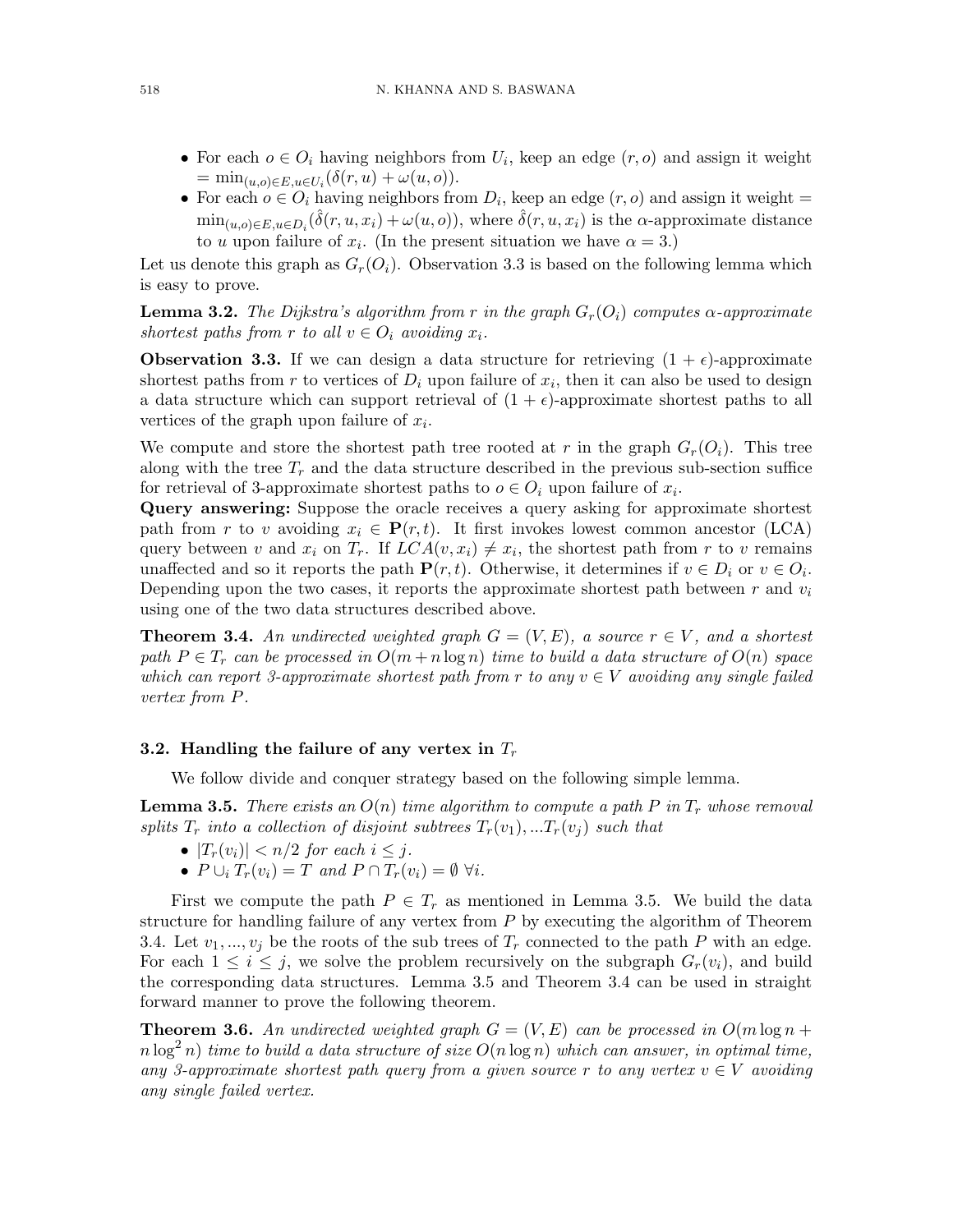- For each $o \in O_i$ having neighbors from $U_i$, keep an edge $(r, o)$ and assign it weight $= \min_{(u,o)\in E, u\in U_i}(\delta(r, u) + \omega(u, o))$.
- For each $o \in O_i$ having neighbors from $D_i$, keep an edge $(r, o)$ and assign it weight $= \min_{(u,o)\in E, u\in D_i}(\hat{\delta}(r, u, x_i) + \omega(u, o))$, where $\hat{\delta}(r, u, x_i)$ is the $\alpha$-approximate distance to $u$ upon failure of $x_i$. (In the present situation we have $\alpha = 3$.)

Let us denote this graph as $G_r(O_i)$. Observation 3.3 is based on the following lemma which is easy to prove.

**Lemma 3.2.** *The Dijkstra's algorithm from $r$ in the graph $G_r(O_i)$ computes $\alpha$-approximate shortest paths from $r$ to all $v \in O_i$ avoiding $x_i$.*

**Observation 3.3.** If we can design a data structure for retrieving $(1 + \epsilon)$-approximate shortest paths from $r$ to vertices of $D_i$ upon failure of $x_i$, then it can also be used to design a data structure which can support retrieval of $(1 + \epsilon)$-approximate shortest paths to all vertices of the graph upon failure of $x_i$.

We compute and store the shortest path tree rooted at $r$ in the graph $G_r(O_i)$. This tree along with the tree $T_r$ and the data structure described in the previous sub-section suffice for retrieval of 3-approximate shortest paths to $o \in O_i$ upon failure of $x_i$.

**Query answering:** Suppose the oracle receives a query asking for approximate shortest path from $r$ to $v$ avoiding $x_i \in \mathbf{P}(r, t)$. It first invokes lowest common ancestor (LCA) query between $v$ and $x_i$ on $T_r$. If $LCA(v, x_i) \neq x_i$, the shortest path from $r$ to $v$ remains unaffected and so it reports the path $\mathbf{P}(r, t)$. Otherwise, it determines if $v \in D_i$ or $v \in O_i$. Depending upon the two cases, it reports the approximate shortest path between $r$ and $v_i$ using one of the two data structures described above.

**Theorem 3.4.** *An undirected weighted graph $G = (V, E)$, a source $r \in V$, and a shortest path $P \in T_r$ can be processed in $O(m + n \log n)$ time to build a data structure of $O(n)$ space which can report 3-approximate shortest path from $r$ to any $v \in V$ avoiding any single failed vertex from $P$.*

### 3.2. Handling the failure of any vertex in $T_r$

We follow divide and conquer strategy based on the following simple lemma.

**Lemma 3.5.** *There exists an $O(n)$ time algorithm to compute a path $P$ in $T_r$ whose removal splits $T_r$ into a collection of disjoint subtrees $T_r(v_1), ...T_r(v_j)$ such that*

- *$|T_r(v_i)| < n/2$ for each $i \leq j$.*
- *$P \cup_i T_r(v_i) = T$ and $P \cap T_r(v_i) = \emptyset \; \forall i$.*

First we compute the path $P \in T_r$ as mentioned in Lemma 3.5. We build the data structure for handling failure of any vertex from $P$ by executing the algorithm of Theorem 3.4. Let $v_1, ..., v_j$ be the roots of the sub trees of $T_r$ connected to the path $P$ with an edge. For each $1 \leq i \leq j$, we solve the problem recursively on the subgraph $G_r(v_i)$, and build the corresponding data structures. Lemma 3.5 and Theorem 3.4 can be used in straight forward manner to prove the following theorem.

**Theorem 3.6.** *An undirected weighted graph $G = (V, E)$ can be processed in $O(m \log n + n \log^2 n)$ time to build a data structure of size $O(n \log n)$ which can answer, in optimal time, any 3-approximate shortest path query from a given source $r$ to any vertex $v \in V$ avoiding any single failed vertex.*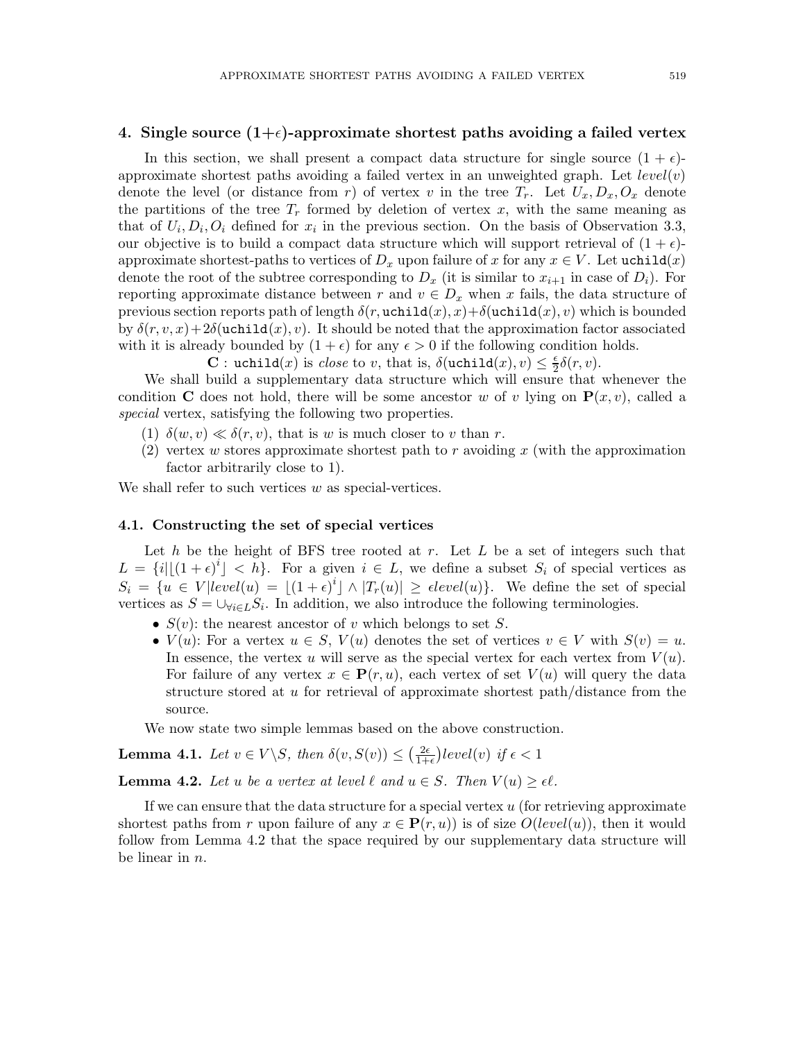## 4. Single source $(1+\epsilon)$-approximate shortest paths avoiding a failed vertex

In this section, we shall present a compact data structure for single source $(1+\epsilon)$-approximate shortest paths avoiding a failed vertex in an unweighted graph. Let $level(v)$ denote the level (or distance from $r$) of vertex $v$ in the tree $T_r$. Let $U_x, D_x, O_x$ denote the partitions of the tree $T_r$ formed by deletion of vertex $x$, with the same meaning as that of $U_i, D_i, O_i$ defined for $x_i$ in the previous section. On the basis of Observation 3.3, our objective is to build a compact data structure which will support retrieval of $(1+\epsilon)$-approximate shortest-paths to vertices of $D_x$ upon failure of $x$ for any $x \in V$. Let $\texttt{uchild}(x)$ denote the root of the subtree corresponding to $D_x$ (it is similar to $x_{i+1}$ in case of $D_i$). For reporting approximate distance between $r$ and $v \in D_x$ when $x$ fails, the data structure of previous section reports path of length $\delta(r, \texttt{uchild}(x), x) + \delta(\texttt{uchild}(x), v)$ which is bounded by $\delta(r, v, x) + 2\delta(\texttt{uchild}(x), v)$. It should be noted that the approximation factor associated with it is already bounded by $(1+\epsilon)$ for any $\epsilon > 0$ if the following condition holds.

**C** : $\texttt{uchild}(x)$ is *close* to $v$, that is, $\delta(\texttt{uchild}(x), v) \le \frac{\epsilon}{2}\delta(r, v)$.

We shall build a supplementary data structure which will ensure that whenever the condition **C** does not hold, there will be some ancestor $w$ of $v$ lying on $\mathbf{P}(x, v)$, called a *special* vertex, satisfying the following two properties.

(1) $\delta(w, v) \ll \delta(r, v)$, that is $w$ is much closer to $v$ than $r$.

(2) vertex $w$ stores approximate shortest path to $r$ avoiding $x$ (with the approximation factor arbitrarily close to 1).

We shall refer to such vertices $w$ as special-vertices.

### 4.1. Constructing the set of special vertices

Let $h$ be the height of BFS tree rooted at $r$. Let $L$ be a set of integers such that $L = \{i \mid \lfloor (1+\epsilon)^i \rfloor < h\}$. For a given $i \in L$, we define a subset $S_i$ of special vertices as $S_i = \{u \in V \mid level(u) = \lfloor (1+\epsilon)^i \rfloor \wedge |T_r(u)| \ge \epsilon level(u)\}$. We define the set of special vertices as $S = \cup_{\forall i \in L} S_i$. In addition, we also introduce the following terminologies.

- $S(v)$: the nearest ancestor of $v$ which belongs to set $S$.
- $V(u)$: For a vertex $u \in S$, $V(u)$ denotes the set of vertices $v \in V$ with $S(v) = u$. In essence, the vertex $u$ will serve as the special vertex for each vertex from $V(u)$. For failure of any vertex $x \in \mathbf{P}(r, u)$, each vertex of set $V(u)$ will query the data structure stored at $u$ for retrieval of approximate shortest path/distance from the source.

We now state two simple lemmas based on the above construction.

**Lemma 4.1.** *Let $v \in V \backslash S$, then $\delta(v, S(v)) \le \left(\frac{2\epsilon}{1+\epsilon}\right) level(v)$ if $\epsilon < 1$*

**Lemma 4.2.** *Let $u$ be a vertex at level $\ell$ and $u \in S$. Then $V(u) \ge \epsilon \ell$.*

If we can ensure that the data structure for a special vertex $u$ (for retrieving approximate shortest paths from $r$ upon failure of any $x \in \mathbf{P}(r, u)$) is of size $O(level(u))$, then it would follow from Lemma 4.2 that the space required by our supplementary data structure will be linear in $n$.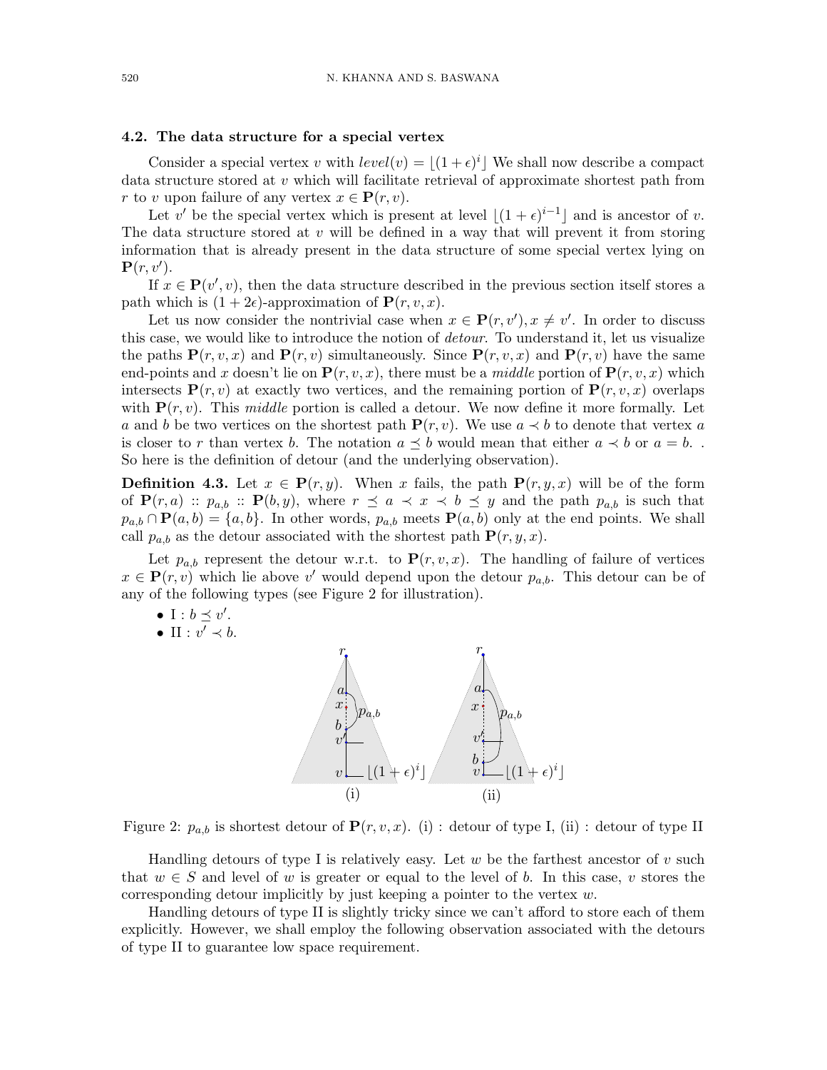### 4.2. The data structure for a special vertex

Consider a special vertex $v$ with $level(v) = \lfloor (1+\epsilon)^i \rfloor$ We shall now describe a compact data structure stored at $v$ which will facilitate retrieval of approximate shortest path from $r$ to $v$ upon failure of any vertex $x \in \mathbf{P}(r, v)$.

Let $v'$ be the special vertex which is present at level $\lfloor (1+\epsilon)^{i-1} \rfloor$ and is ancestor of $v$. The data structure stored at $v$ will be defined in a way that will prevent it from storing information that is already present in the data structure of some special vertex lying on $\mathbf{P}(r, v')$.

If $x \in \mathbf{P}(v', v)$, then the data structure described in the previous section itself stores a path which is $(1+2\epsilon)$-approximation of $\mathbf{P}(r, v, x)$.

Let us now consider the nontrivial case when $x \in \mathbf{P}(r, v'), x \neq v'$. In order to discuss this case, we would like to introduce the notion of *detour*. To understand it, let us visualize the paths $\mathbf{P}(r, v, x)$ and $\mathbf{P}(r, v)$ simultaneously. Since $\mathbf{P}(r, v, x)$ and $\mathbf{P}(r, v)$ have the same end-points and $x$ doesn't lie on $\mathbf{P}(r, v, x)$, there must be a *middle* portion of $\mathbf{P}(r, v, x)$ which intersects $\mathbf{P}(r, v)$ at exactly two vertices, and the remaining portion of $\mathbf{P}(r, v, x)$ overlaps with $\mathbf{P}(r, v)$. This *middle* portion is called a detour. We now define it more formally. Let $a$ and $b$ be two vertices on the shortest path $\mathbf{P}(r, v)$. We use $a \prec b$ to denote that vertex $a$ is closer to $r$ than vertex $b$. The notation $a \preceq b$ would mean that either $a \prec b$ or $a = b$. . So here is the definition of detour (and the underlying observation).

**Definition 4.3.** Let $x \in \mathbf{P}(r, y)$. When $x$ fails, the path $\mathbf{P}(r, y, x)$ will be of the form of $\mathbf{P}(r, a) :: p_{a,b} :: \mathbf{P}(b, y)$, where $r \preceq a \prec x \prec b \preceq y$ and the path $p_{a,b}$ is such that $p_{a,b} \cap \mathbf{P}(a, b) = \{a, b\}$. In other words, $p_{a,b}$ meets $\mathbf{P}(a, b)$ only at the end points. We shall call $p_{a,b}$ as the detour associated with the shortest path $\mathbf{P}(r, y, x)$.

Let $p_{a,b}$ represent the detour w.r.t. to $\mathbf{P}(r, v, x)$. The handling of failure of vertices $x \in \mathbf{P}(r, v)$ which lie above $v'$ would depend upon the detour $p_{a,b}$. This detour can be of any of the following types (see Figure 2 for illustration).

- I : $b \preceq v'$.
- II : $v' \prec b$.

Figure 2: $p_{a,b}$ is shortest detour of $\mathbf{P}(r, v, x)$. (i) : detour of type I, (ii) : detour of type II

Handling detours of type I is relatively easy. Let $w$ be the farthest ancestor of $v$ such that $w \in S$ and level of $w$ is greater or equal to the level of $b$. In this case, $v$ stores the corresponding detour implicitly by just keeping a pointer to the vertex $w$.

Handling detours of type II is slightly tricky since we can't afford to store each of them explicitly. However, we shall employ the following observation associated with the detours of type II to guarantee low space requirement.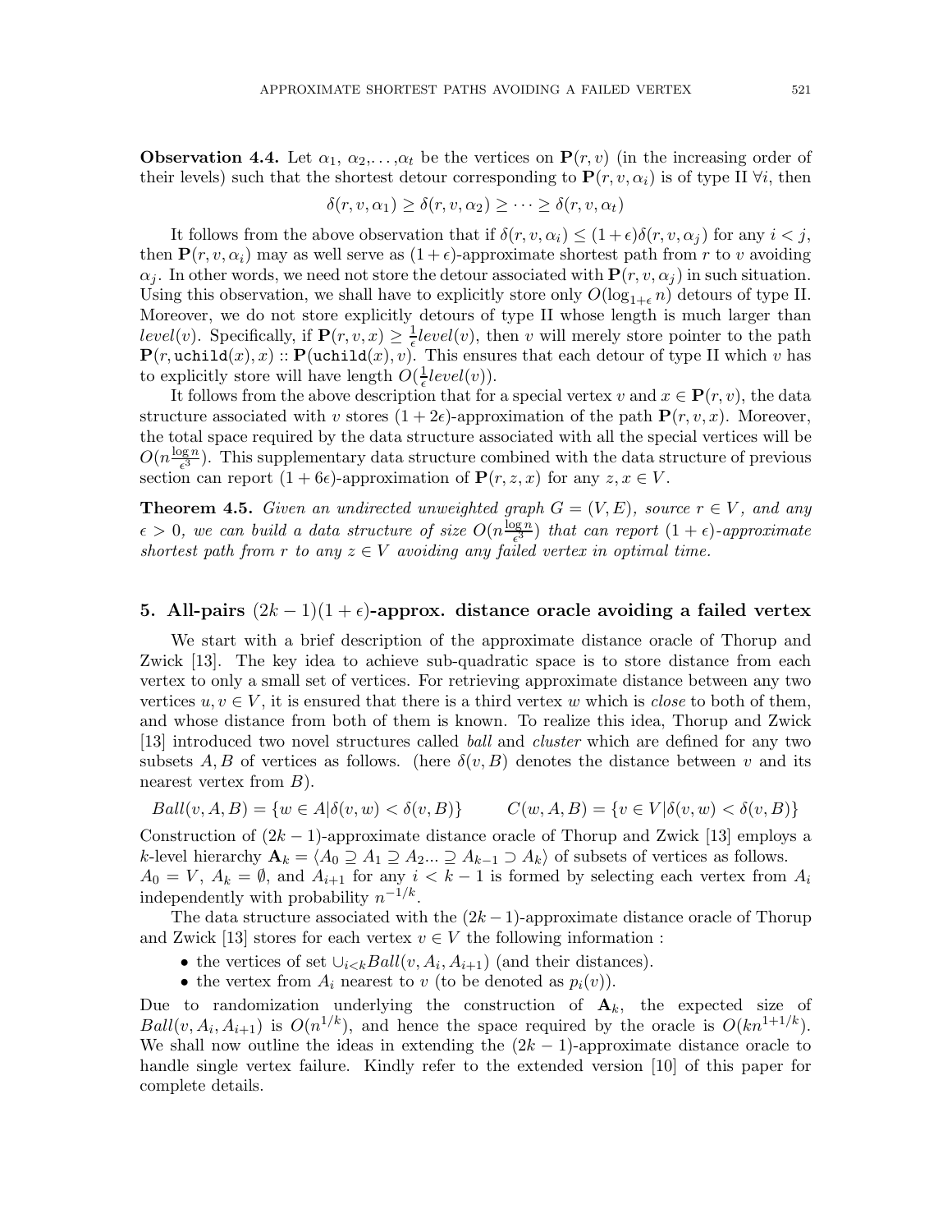**Observation 4.4.** Let $\alpha_1$, $\alpha_2$, ..., $\alpha_t$ be the vertices on $\mathbf{P}(r, v)$ (in the increasing order of their levels) such that the shortest detour corresponding to $\mathbf{P}(r, v, \alpha_i)$ is of type II $\forall i$, then

$$\delta(r, v, \alpha_1) \geq \delta(r, v, \alpha_2) \geq \cdots \geq \delta(r, v, \alpha_t)$$

It follows from the above observation that if $\delta(r, v, \alpha_i) \leq (1+\epsilon)\delta(r, v, \alpha_j)$ for any $i < j$, then $\mathbf{P}(r, v, \alpha_i)$ may as well serve as $(1+\epsilon)$-approximate shortest path from $r$ to $v$ avoiding $\alpha_j$. In other words, we need not store the detour associated with $\mathbf{P}(r, v, \alpha_j)$ in such situation. Using this observation, we shall have to explicitly store only $O(\log_{1+\epsilon} n)$ detours of type II. Moreover, we do not store explicitly detours of type II whose length is much larger than $level(v)$. Specifically, if $\mathbf{P}(r, v, x) \geq \frac{1}{\epsilon} level(v)$, then $v$ will merely store pointer to the path $\mathbf{P}(r, \texttt{uchild}(x), x) :: \mathbf{P}(\texttt{uchild}(x), v)$. This ensures that each detour of type II which $v$ has to explicitly store will have length $O(\frac{1}{\epsilon} level(v))$.

It follows from the above description that for a special vertex $v$ and $x \in \mathbf{P}(r, v)$, the data structure associated with $v$ stores $(1+2\epsilon)$-approximation of the path $\mathbf{P}(r, v, x)$. Moreover, the total space required by the data structure associated with all the special vertices will be $O(n\frac{\log n}{\epsilon^3})$. This supplementary data structure combined with the data structure of previous section can report $(1+6\epsilon)$-approximation of $\mathbf{P}(r, z, x)$ for any $z, x \in V$.

**Theorem 4.5.** *Given an undirected unweighted graph $G = (V, E)$, source $r \in V$, and any $\epsilon > 0$, we can build a data structure of size $O(n\frac{\log n}{\epsilon^3})$ that can report $(1+\epsilon)$-approximate shortest path from $r$ to any $z \in V$ avoiding any failed vertex in optimal time.*

## 5. All-pairs $(2k-1)(1+\epsilon)$-approx. distance oracle avoiding a failed vertex

We start with a brief description of the approximate distance oracle of Thorup and Zwick [13]. The key idea to achieve sub-quadratic space is to store distance from each vertex to only a small set of vertices. For retrieving approximate distance between any two vertices $u, v \in V$, it is ensured that there is a third vertex $w$ which is *close* to both of them, and whose distance from both of them is known. To realize this idea, Thorup and Zwick [13] introduced two novel structures called *ball* and *cluster* which are defined for any two subsets $A, B$ of vertices as follows. (here $\delta(v, B)$ denotes the distance between $v$ and its nearest vertex from $B$).

$$Ball(v, A, B) = \{w \in A | \delta(v, w) < \delta(v, B)\} \qquad C(w, A, B) = \{v \in V | \delta(v, w) < \delta(v, B)\}$$

Construction of $(2k-1)$-approximate distance oracle of Thorup and Zwick [13] employs a $k$-level hierarchy $\mathbf{A}_k = \langle A_0 \supseteq A_1 \supseteq A_2 ... \supseteq A_{k-1} \supset A_k \rangle$ of subsets of vertices as follows. $A_0 = V$, $A_k = \emptyset$, and $A_{i+1}$ for any $i < k-1$ is formed by selecting each vertex from $A_i$ independently with probability $n^{-1/k}$.

The data structure associated with the $(2k-1)$-approximate distance oracle of Thorup and Zwick [13] stores for each vertex $v \in V$ the following information :

- the vertices of set $\cup_{i<k} Ball(v, A_i, A_{i+1})$ (and their distances).
- the vertex from $A_i$ nearest to $v$ (to be denoted as $p_i(v)$).

Due to randomization underlying the construction of $\mathbf{A}_k$, the expected size of $Ball(v, A_i, A_{i+1})$ is $O(n^{1/k})$, and hence the space required by the oracle is $O(kn^{1+1/k})$. We shall now outline the ideas in extending the $(2k-1)$-approximate distance oracle to handle single vertex failure. Kindly refer to the extended version [10] of this paper for complete details.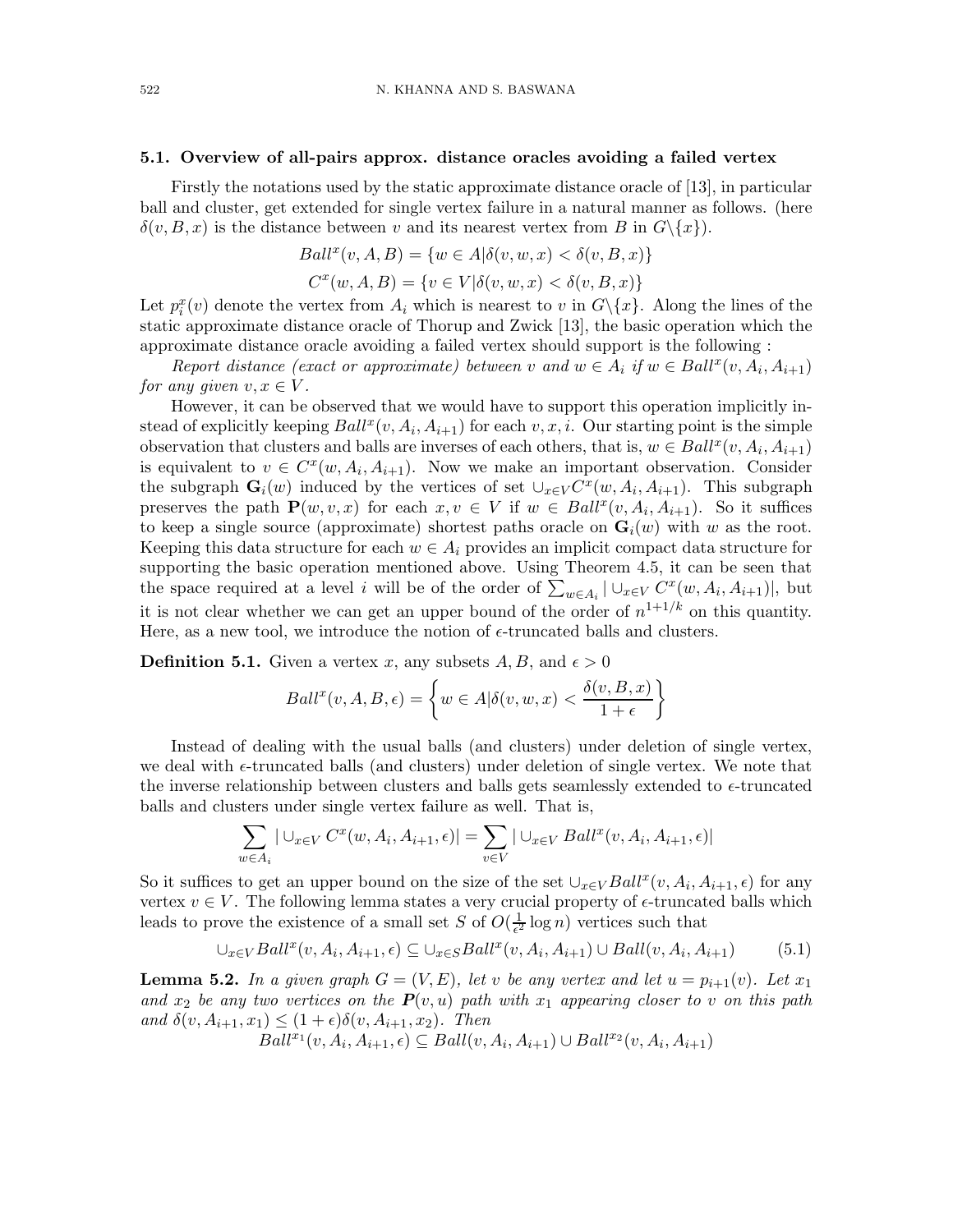### 5.1. Overview of all-pairs approx. distance oracles avoiding a failed vertex

Firstly the notations used by the static approximate distance oracle of [13], in particular ball and cluster, get extended for single vertex failure in a natural manner as follows. (here $\delta(v, B, x)$ is the distance between $v$ and its nearest vertex from $B$ in $G\backslash\{x\}$).

$$Ball^x(v, A, B) = \{w \in A | \delta(v, w, x) < \delta(v, B, x)\}$$

$$C^x(w, A, B) = \{v \in V | \delta(v, w, x) < \delta(v, B, x)\}$$

Let $p_i^x(v)$ denote the vertex from $A_i$ which is nearest to $v$ in $G\backslash\{x\}$. Along the lines of the static approximate distance oracle of Thorup and Zwick [13], the basic operation which the approximate distance oracle avoiding a failed vertex should support is the following :

*Report distance (exact or approximate) between $v$ and $w \in A_i$ if $w \in Ball^x(v, A_i, A_{i+1})$ for any given $v, x \in V$.*

However, it can be observed that we would have to support this operation implicitly instead of explicitly keeping $Ball^x(v, A_i, A_{i+1})$ for each $v, x, i$. Our starting point is the simple observation that clusters and balls are inverses of each others, that is, $w \in Ball^x(v, A_i, A_{i+1})$ is equivalent to $v \in C^x(w, A_i, A_{i+1})$. Now we make an important observation. Consider the subgraph $\mathbf{G}_i(w)$ induced by the vertices of set $\cup_{x \in V} C^x(w, A_i, A_{i+1})$. This subgraph preserves the path $\mathbf{P}(w, v, x)$ for each $x, v \in V$ if $w \in Ball^x(v, A_i, A_{i+1})$. So it suffices to keep a single source (approximate) shortest paths oracle on $\mathbf{G}_i(w)$ with $w$ as the root. Keeping this data structure for each $w \in A_i$ provides an implicit compact data structure for supporting the basic operation mentioned above. Using Theorem 4.5, it can be seen that the space required at a level $i$ will be of the order of $\sum_{w \in A_i} | \cup_{x \in V} C^x(w, A_i, A_{i+1})|$, but it is not clear whether we can get an upper bound of the order of $n^{1+1/k}$ on this quantity. Here, as a new tool, we introduce the notion of $\epsilon$-truncated balls and clusters.

**Definition 5.1.** Given a vertex $x$, any subsets $A, B$, and $\epsilon > 0$

$$Ball^x(v, A, B, \epsilon) = \left\{ w \in A | \delta(v, w, x) < \frac{\delta(v, B, x)}{1 + \epsilon} \right\}$$

Instead of dealing with the usual balls (and clusters) under deletion of single vertex, we deal with $\epsilon$-truncated balls (and clusters) under deletion of single vertex. We note that the inverse relationship between clusters and balls gets seamlessly extended to $\epsilon$-truncated balls and clusters under single vertex failure as well. That is,

$$\sum_{w \in A_i} | \cup_{x \in V} C^x(w, A_i, A_{i+1}, \epsilon)| = \sum_{v \in V} | \cup_{x \in V} Ball^x(v, A_i, A_{i+1}, \epsilon)|$$

So it suffices to get an upper bound on the size of the set $\cup_{x \in V} Ball^x(v, A_i, A_{i+1}, \epsilon)$ for any vertex $v \in V$. The following lemma states a very crucial property of $\epsilon$-truncated balls which leads to prove the existence of a small set $S$ of $O(\frac{1}{\epsilon^2} \log n)$ vertices such that

$$\cup_{x \in V} Ball^x(v, A_i, A_{i+1}, \epsilon) \subseteq \cup_{x \in S} Ball^x(v, A_i, A_{i+1}) \cup Ball(v, A_i, A_{i+1}) \tag{5.1}$$

**Lemma 5.2.** *In a given graph $G = (V, E)$, let $v$ be any vertex and let $u = p_{i+1}(v)$. Let $x_1$ and $x_2$ be any two vertices on the $\boldsymbol{P}(v, u)$ path with $x_1$ appearing closer to $v$ on this path and $\delta(v, A_{i+1}, x_1) \le (1 + \epsilon)\delta(v, A_{i+1}, x_2)$. Then*

$$Ball^{x_1}(v, A_i, A_{i+1}, \epsilon) \subseteq Ball(v, A_i, A_{i+1}) \cup Ball^{x_2}(v, A_i, A_{i+1})$$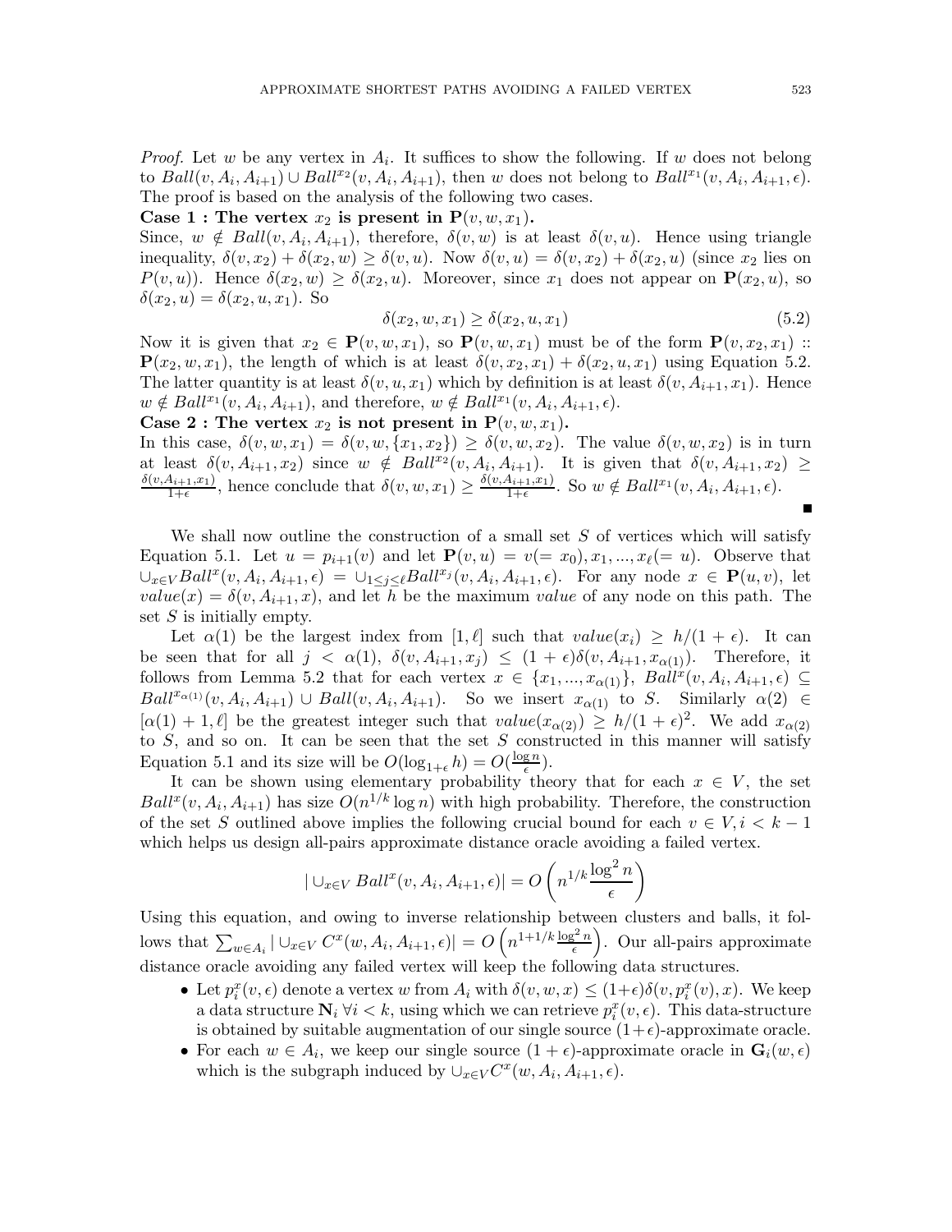*Proof.* Let $w$ be any vertex in $A_i$. It suffices to show the following. If $w$ does not belong to $Ball(v, A_i, A_{i+1}) \cup Ball^{x_2}(v, A_i, A_{i+1})$, then $w$ does not belong to $Ball^{x_1}(v, A_i, A_{i+1}, \epsilon)$. The proof is based on the analysis of the following two cases.

**Case 1 : The vertex $x_2$ is present in $\mathbf{P}(v, w, x_1)$.**

Since, $w \notin Ball(v, A_i, A_{i+1})$, therefore, $\delta(v, w)$ is at least $\delta(v, u)$. Hence using triangle inequality, $\delta(v, x_2) + \delta(x_2, w) \geq \delta(v, u)$. Now $\delta(v, u) = \delta(v, x_2) + \delta(x_2, u)$ (since $x_2$ lies on $P(v, u)$). Hence $\delta(x_2, w) \geq \delta(x_2, u)$. Moreover, since $x_1$ does not appear on $\mathbf{P}(x_2, u)$, so $\delta(x_2, u) = \delta(x_2, u, x_1)$. So

$$\delta(x_2, w, x_1) \geq \delta(x_2, u, x_1) \tag{5.2}$$

Now it is given that $x_2 \in \mathbf{P}(v, w, x_1)$, so $\mathbf{P}(v, w, x_1)$ must be of the form $\mathbf{P}(v, x_2, x_1) :: \mathbf{P}(x_2, w, x_1)$, the length of which is at least $\delta(v, x_2, x_1) + \delta(x_2, u, x_1)$ using Equation 5.2. The latter quantity is at least $\delta(v, u, x_1)$ which by definition is at least $\delta(v, A_{i+1}, x_1)$. Hence $w \notin Ball^{x_1}(v, A_i, A_{i+1})$, and therefore, $w \notin Ball^{x_1}(v, A_i, A_{i+1}, \epsilon)$.

**Case 2 : The vertex $x_2$ is not present in $\mathbf{P}(v, w, x_1)$.**

In this case, $\delta(v, w, x_1) = \delta(v, w, \{x_1, x_2\}) \geq \delta(v, w, x_2)$. The value $\delta(v, w, x_2)$ is in turn at least $\delta(v, A_{i+1}, x_2)$ since $w \notin Ball^{x_2}(v, A_i, A_{i+1})$. It is given that $\delta(v, A_{i+1}, x_2) \geq \frac{\delta(v, A_{i+1}, x_1)}{1+\epsilon}$, hence conclude that $\delta(v, w, x_1) \geq \frac{\delta(v, A_{i+1}, x_1)}{1+\epsilon}$. So $w \notin Ball^{x_1}(v, A_i, A_{i+1}, \epsilon)$. ∎

We shall now outline the construction of a small set $S$ of vertices which will satisfy Equation 5.1. Let $u = p_{i+1}(v)$ and let $\mathbf{P}(v, u) = v(= x_0), x_1, ..., x_\ell(= u)$. Observe that $\cup_{x \in V} Ball^x(v, A_i, A_{i+1}, \epsilon) = \cup_{1 \leq j \leq \ell} Ball^{x_j}(v, A_i, A_{i+1}, \epsilon)$. For any node $x \in \mathbf{P}(u, v)$, let $value(x) = \delta(v, A_{i+1}, x)$, and let $h$ be the maximum *value* of any node on this path. The set $S$ is initially empty.

Let $\alpha(1)$ be the largest index from $[1, \ell]$ such that $value(x_i) \geq h/(1+\epsilon)$. It can be seen that for all $j < \alpha(1)$, $\delta(v, A_{i+1}, x_j) \leq (1+\epsilon)\delta(v, A_{i+1}, x_{\alpha(1)})$. Therefore, it follows from Lemma 5.2 that for each vertex $x \in \{x_1, ..., x_{\alpha(1)}\}$, $Ball^x(v, A_i, A_{i+1}, \epsilon) \subseteq Ball^{x_{\alpha(1)}}(v, A_i, A_{i+1}) \cup Ball(v, A_i, A_{i+1})$. So we insert $x_{\alpha(1)}$ to $S$. Similarly $\alpha(2) \in [\alpha(1)+1, \ell]$ be the greatest integer such that $value(x_{\alpha(2)}) \geq h/(1+\epsilon)^2$. We add $x_{\alpha(2)}$ to $S$, and so on. It can be seen that the set $S$ constructed in this manner will satisfy Equation 5.1 and its size will be $O(\log_{1+\epsilon} h) = O(\frac{\log n}{\epsilon})$.

It can be shown using elementary probability theory that for each $x \in V$, the set $Ball^x(v, A_i, A_{i+1})$ has size $O(n^{1/k} \log n)$ with high probability. Therefore, the construction of the set $S$ outlined above implies the following crucial bound for each $v \in V, i < k-1$ which helps us design all-pairs approximate distance oracle avoiding a failed vertex.

$$| \cup_{x \in V} Ball^x(v, A_i, A_{i+1}, \epsilon)| = O\left(n^{1/k} \frac{\log^2 n}{\epsilon}\right)$$

Using this equation, and owing to inverse relationship between clusters and balls, it follows that $\sum_{w \in A_i} | \cup_{x \in V} C^x(w, A_i, A_{i+1}, \epsilon)| = O\left(n^{1+1/k} \frac{\log^2 n}{\epsilon}\right)$. Our all-pairs approximate distance oracle avoiding any failed vertex will keep the following data structures.

- Let $p_i^x(v, \epsilon)$ denote a vertex $w$ from $A_i$ with $\delta(v, w, x) \leq (1+\epsilon)\delta(v, p_i^x(v), x)$. We keep a data structure $\mathbf{N}_i \; \forall i < k$, using which we can retrieve $p_i^x(v, \epsilon)$. This data-structure is obtained by suitable augmentation of our single source $(1+\epsilon)$-approximate oracle.
- For each $w \in A_i$, we keep our single source $(1+\epsilon)$-approximate oracle in $\mathbf{G}_i(w, \epsilon)$ which is the subgraph induced by $\cup_{x \in V} C^x(w, A_i, A_{i+1}, \epsilon)$.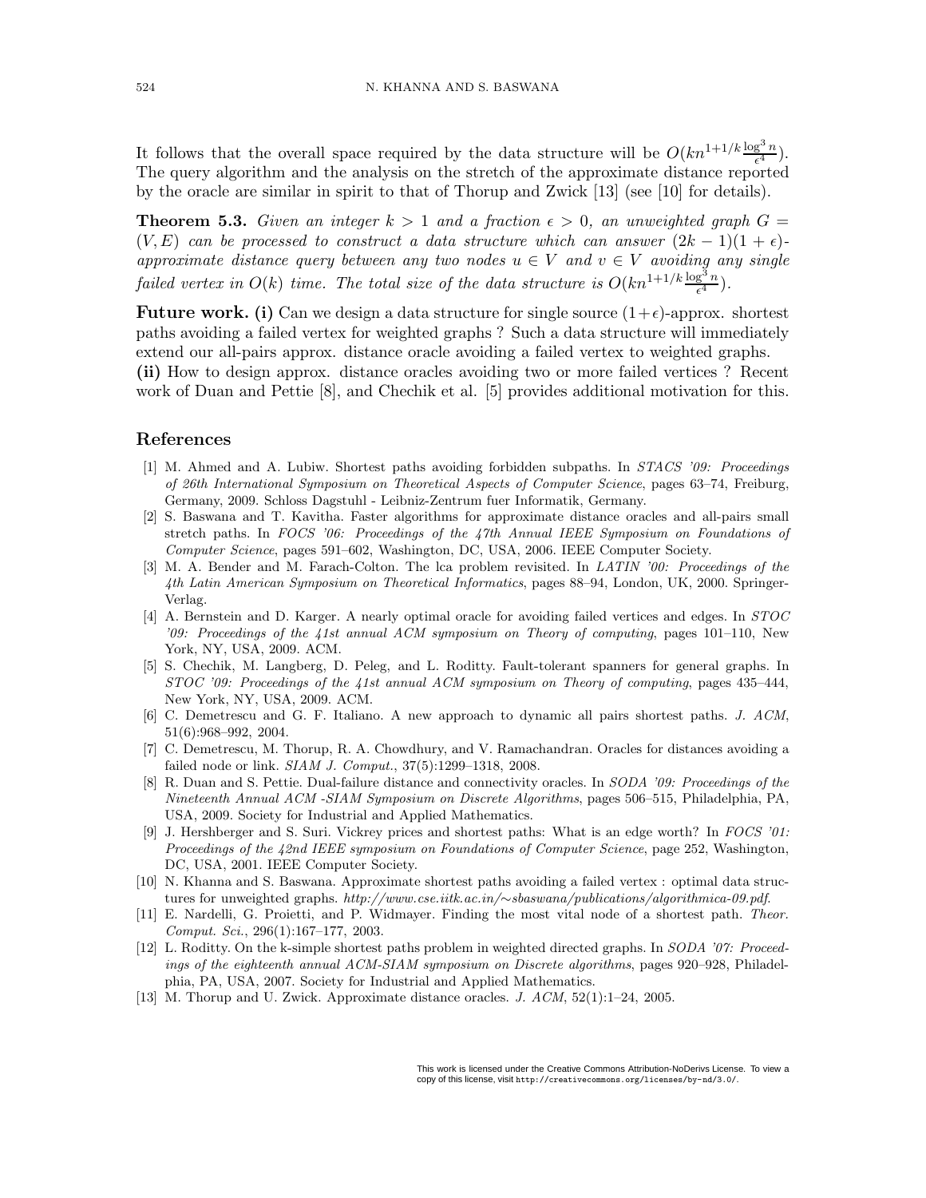It follows that the overall space required by the data structure will be $O(kn^{1+1/k}\frac{\log^3 n}{\epsilon^4})$. The query algorithm and the analysis on the stretch of the approximate distance reported by the oracle are similar in spirit to that of Thorup and Zwick [13] (see [10] for details).

**Theorem 5.3.** *Given an integer $k > 1$ and a fraction $\epsilon > 0$, an unweighted graph $G = (V, E)$ can be processed to construct a data structure which can answer $(2k-1)(1+\epsilon)$-approximate distance query between any two nodes $u \in V$ and $v \in V$ avoiding any single failed vertex in $O(k)$ time. The total size of the data structure is $O(kn^{1+1/k}\frac{\log^3 n}{\epsilon^4})$.*

**Future work. (i)** Can we design a data structure for single source $(1+\epsilon)$-approx. shortest paths avoiding a failed vertex for weighted graphs ? Such a data structure will immediately extend our all-pairs approx. distance oracle avoiding a failed vertex to weighted graphs.
**(ii)** How to design approx. distance oracles avoiding two or more failed vertices ? Recent work of Duan and Pettie [8], and Chechik et al. [5] provides additional motivation for this.

## References

[1] M. Ahmed and A. Lubiw. Shortest paths avoiding forbidden subpaths. In *STACS '09: Proceedings of 26th International Symposium on Theoretical Aspects of Computer Science*, pages 63–74, Freiburg, Germany, 2009. Schloss Dagstuhl - Leibniz-Zentrum fuer Informatik, Germany.

[2] S. Baswana and T. Kavitha. Faster algorithms for approximate distance oracles and all-pairs small stretch paths. In *FOCS '06: Proceedings of the 47th Annual IEEE Symposium on Foundations of Computer Science*, pages 591–602, Washington, DC, USA, 2006. IEEE Computer Society.

[3] M. A. Bender and M. Farach-Colton. The lca problem revisited. In *LATIN '00: Proceedings of the 4th Latin American Symposium on Theoretical Informatics*, pages 88–94, London, UK, 2000. Springer-Verlag.

[4] A. Bernstein and D. Karger. A nearly optimal oracle for avoiding failed vertices and edges. In *STOC '09: Proceedings of the 41st annual ACM symposium on Theory of computing*, pages 101–110, New York, NY, USA, 2009. ACM.

[5] S. Chechik, M. Langberg, D. Peleg, and L. Roditty. Fault-tolerant spanners for general graphs. In *STOC '09: Proceedings of the 41st annual ACM symposium on Theory of computing*, pages 435–444, New York, NY, USA, 2009. ACM.

[6] C. Demetrescu and G. F. Italiano. A new approach to dynamic all pairs shortest paths. *J. ACM*, 51(6):968–992, 2004.

[7] C. Demetrescu, M. Thorup, R. A. Chowdhury, and V. Ramachandran. Oracles for distances avoiding a failed node or link. *SIAM J. Comput.*, 37(5):1299–1318, 2008.

[8] R. Duan and S. Pettie. Dual-failure distance and connectivity oracles. In *SODA '09: Proceedings of the Nineteenth Annual ACM -SIAM Symposium on Discrete Algorithms*, pages 506–515, Philadelphia, PA, USA, 2009. Society for Industrial and Applied Mathematics.

[9] J. Hershberger and S. Suri. Vickrey prices and shortest paths: What is an edge worth? In *FOCS '01: Proceedings of the 42nd IEEE symposium on Foundations of Computer Science*, page 252, Washington, DC, USA, 2001. IEEE Computer Society.

[10] N. Khanna and S. Baswana. Approximate shortest paths avoiding a failed vertex : optimal data structures for unweighted graphs. *http://www.cse.iitk.ac.in/∼sbaswana/publications/algorithmica-09.pdf*.

[11] E. Nardelli, G. Proietti, and P. Widmayer. Finding the most vital node of a shortest path. *Theor. Comput. Sci.*, 296(1):167–177, 2003.

[12] L. Roditty. On the k-simple shortest paths problem in weighted directed graphs. In *SODA '07: Proceedings of the eighteenth annual ACM-SIAM symposium on Discrete algorithms*, pages 920–928, Philadelphia, PA, USA, 2007. Society for Industrial and Applied Mathematics.

[13] M. Thorup and U. Zwick. Approximate distance oracles. *J. ACM*, 52(1):1–24, 2005.

This work is licensed under the Creative Commons Attribution-NoDerivs License. To view a copy of this license, visit http://creativecommons.org/licenses/by-nd/3.0/.